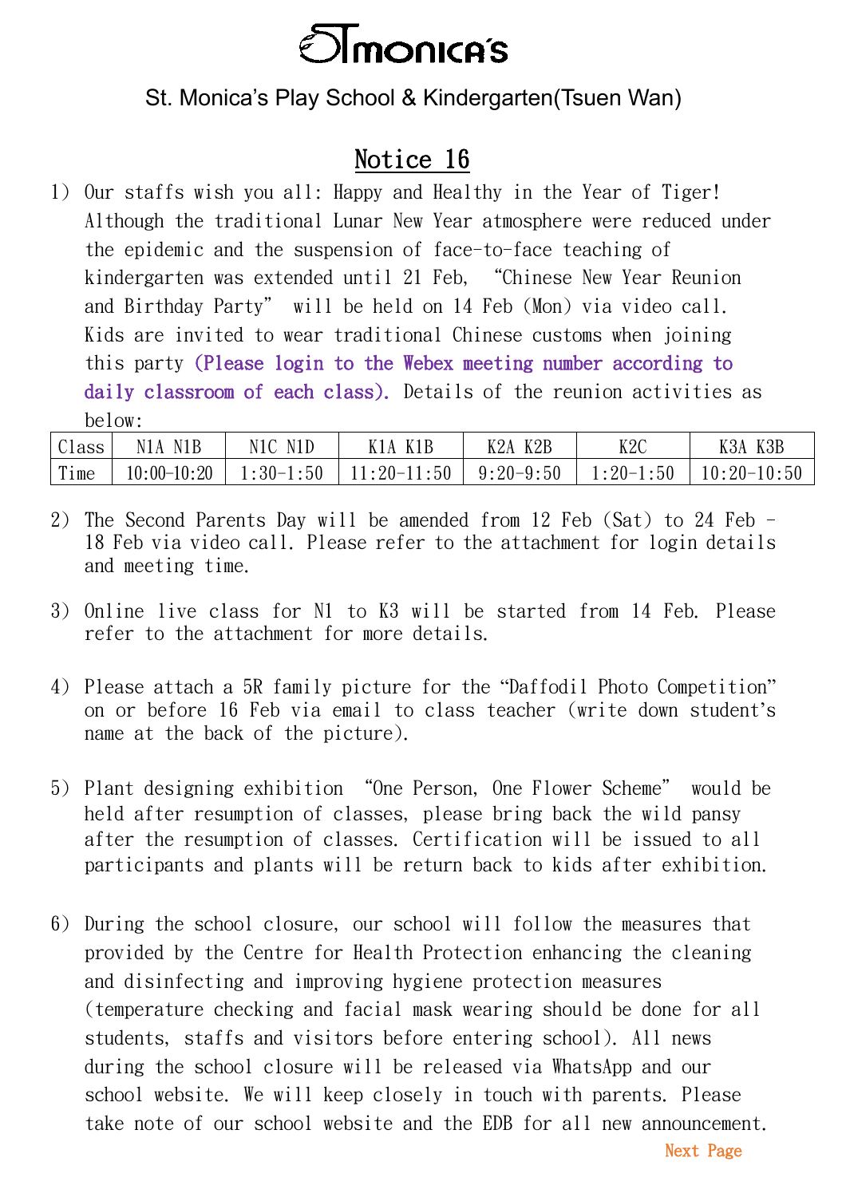# STmonica's

St. Monica's Play School & Kindergarten(Tsuen Wan)

## Notice 16

1) Our staffs wish you all: Happy and Healthy in the Year of Tiger! Although the traditional Lunar New Year atmosphere were reduced under the epidemic and the suspension of face-to-face teaching of kindergarten was extended until 21 Feb, "Chinese New Year Reunion and Birthday Party" will be held on 14 Feb (Mon) via video call. Kids are invited to wear traditional Chinese customs when joining this party (Please login to the Webex meeting number according to daily classroom of each class). Details of the reunion activities as below:

| Class | N1A N1B | N1C N1D | K1A K1B | K2A K2B | K2C | K3A K3B |
|---|---|---|---|---|---|---|
| Time | 10:00-10:20 | 1:30-1:50 | 11:20-11:50 | 9:20-9:50 | 1:20-1:50 | 10:20-10:50 |

2) The Second Parents Day will be amended from 12 Feb (Sat) to 24 Feb - 18 Feb via video call. Please refer to the attachment for login details and meeting time.

3) Online live class for N1 to K3 will be started from 14 Feb. Please refer to the attachment for more details.

4) Please attach a 5R family picture for the "Daffodil Photo Competition" on or before 16 Feb via email to class teacher (write down student's name at the back of the picture).

5) Plant designing exhibition "One Person, One Flower Scheme" would be held after resumption of classes, please bring back the wild pansy after the resumption of classes. Certification will be issued to all participants and plants will be return back to kids after exhibition.

6) During the school closure, our school will follow the measures that provided by the Centre for Health Protection enhancing the cleaning and disinfecting and improving hygiene protection measures (temperature checking and facial mask wearing should be done for all students, staffs and visitors before entering school). All news during the school closure will be released via WhatsApp and our school website. We will keep closely in touch with parents. Please take note of our school website and the EDB for all new announcement.

Next Page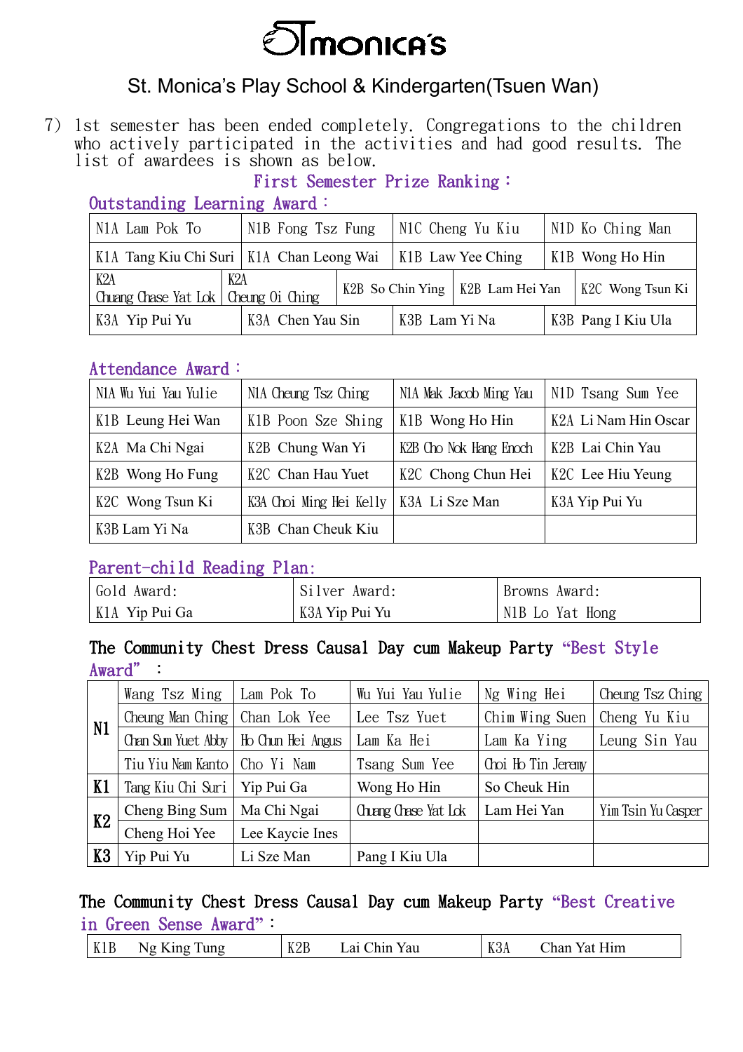# St. Monica's Play School & Kindergarten(Tsuen Wan)

7) 1st semester has been ended completely. Congregations to the children who actively participated in the activities and had good results. The list of awardees is shown as below.

## First Semester Prize Ranking：

### Outstanding Learning Award：

| | | | | |
|---|---|---|---|---|
| N1A Lam Pok To | | N1B Fong Tsz Fung | N1C Cheng Yu Kiu | N1D Ko Ching Man |
| K1A Tang Kiu Chi Suri | | K1A Chan Leong Wai | K1B Law Yee Ching | K1B Wong Ho Hin |
| K2A Chuang Chase Yat Lok | K2A Cheung Oi Ching | K2B So Chin Ying | K2B Lam Hei Yan | K2C Wong Tsun Ki |
| K3A Yip Pui Yu | | K3A Chen Yau Sin | K3B Lam Yi Na | K3B Pang I Kiu Ula |

### Attendance Award：

| | | | |
|---|---|---|---|
| N1A Wu Yui Yau Yulie | N1A Cheung Tsz Ching | N1A Mak Jacob Ming Yau | N1D Tsang Sum Yee |
| K1B Leung Hei Wan | K1B Poon Sze Shing | K1B Wong Ho Hin | K2A Li Nam Hin Oscar |
| K2A Ma Chi Ngai | K2B Chung Wan Yi | K2B Cho Nok Hang Enoch | K2B Lai Chin Yau |
| K2B Wong Ho Fung | K2C Chan Hau Yuet | K2C Chong Chun Hei | K2C Lee Hiu Yeung |
| K2C Wong Tsun Ki | K3A Choi Ming Hei Kelly | K3A Li Sze Man | K3A Yip Pui Yu |
| K3B Lam Yi Na | K3B Chan Cheuk Kiu | | |

### Parent-child Reading Plan:

| Gold Award: | Silver Award: | Browns Award: |
|---|---|---|
| K1A Yip Pui Ga | K3A Yip Pui Yu | N1B Lo Yat Hong |

### The Community Chest Dress Causal Day cum Makeup Party "Best Style Award"：

| | | | | | |
|---|---|---|---|---|---|
| N1 | Wang Tsz Ming | Lam Pok To | Wu Yui Yau Yulie | Ng Wing Hei | Cheung Tsz Ching |
| | Cheung Man Ching | Chan Lok Yee | Lee Tsz Yuet | Chim Wing Suen | Cheng Yu Kiu |
| | Chan Sum Yuet Abby | Ho Chun Hei Angus | Lam Ka Hei | Lam Ka Ying | Leung Sin Yau |
| | Tiu Yiu Nam Kanto | Cho Yi Nam | Tsang Sum Yee | Choi Ho Tin Jeremy | |
| K1 | Tang Kiu Chi Suri | Yip Pui Ga | Wong Ho Hin | So Cheuk Hin | |
| K2 | Cheng Bing Sum | Ma Chi Ngai | Chuang Chase Yat Lok | Lam Hei Yan | Yim Tsin Yu Casper |
| | Cheng Hoi Yee | Lee Kaycie Ines | | | |
| K3 | Yip Pui Yu | Li Sze Man | Pang I Kiu Ula | | |

### The Community Chest Dress Causal Day cum Makeup Party "Best Creative in Green Sense Award"：

| | | |
|---|---|---|
| K1B Ng King Tung | K2B Lai Chin Yau | K3A Chan Yat Him |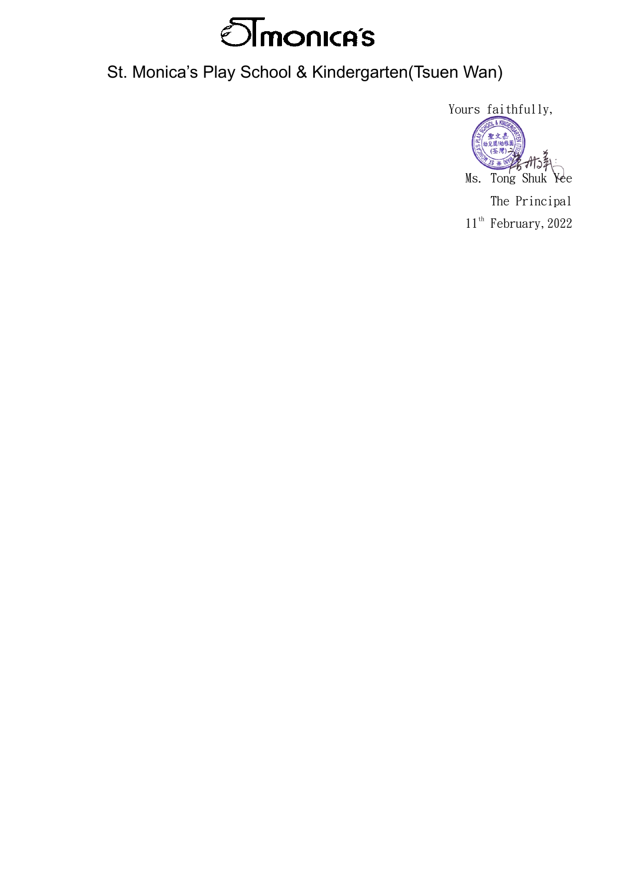# St. Monica's Play School & Kindergarten(Tsuen Wan)

Yours faithfully,

Ms. Tong Shuk Yee

The Principal

11th February, 2022